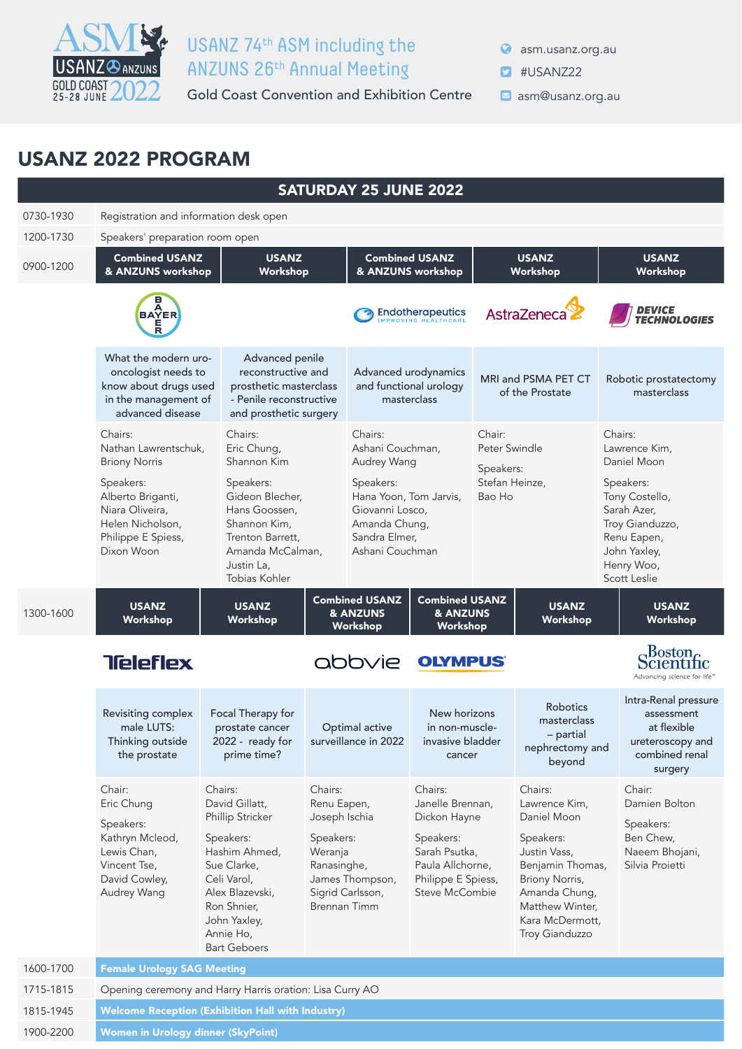# USANZ 74th ASM including the ANZUNS 26th Annual Meeting

Gold Coast Convention and Exhibition Centre

asm.usanz.org.au
#USANZ22
asm@usanz.org.au

## USANZ 2022 PROGRAM

### SATURDAY 25 JUNE 2022

| Time | Session |
|---|---|
| 0730-1930 | Registration and information desk open |
| 1200-1730 | Speakers' preparation room open |

**0900-1200**

| Combined USANZ & ANZUNS workshop | USANZ Workshop | Combined USANZ & ANZUNS workshop | USANZ Workshop | USANZ Workshop |
|---|---|---|---|---|
| Bayer | | Endotherapeutics | AstraZeneca | Device Technologies |
| What the modern uro-oncologist needs to know about drugs used in the management of advanced disease | Advanced penile reconstructive and prosthetic masterclass - Penile reconstructive and prosthetic surgery | Advanced urodynamics and functional urology masterclass | MRI and PSMA PET CT of the Prostate | Robotic prostatectomy masterclass |
| Chairs: Nathan Lawrentschuk, Briony Norris<br>Speakers: Alberto Briganti, Niara Oliveira, Helen Nicholson, Philippe E Spiess, Dixon Woon | Chairs: Eric Chung, Shannon Kim<br>Speakers: Gideon Blecher, Hans Goossen, Shannon Kim, Trenton Barrett, Amanda McCalman, Justin La, Tobias Kohler | Chairs: Ashani Couchman, Audrey Wang<br>Speakers: Hana Yoon, Tom Jarvis, Giovanni Losco, Amanda Chung, Sandra Elmer, Ashani Couchman | Chair: Peter Swindle<br>Speakers: Stefan Heinze, Bao Ho | Chairs: Lawrence Kim, Daniel Moon<br>Speakers: Tony Costello, Sarah Azer, Troy Gianduzzo, Renu Eapen, John Yaxley, Henry Woo, Scott Leslie |

**1300-1600**

| USANZ Workshop | USANZ Workshop | Combined USANZ & ANZUNS Workshop | Combined USANZ & ANZUNS Workshop | USANZ Workshop | USANZ Workshop |
|---|---|---|---|---|---|
| Teleflex | | abbvie | Olympus | | Boston Scientific |
| Revisiting complex male LUTS: Thinking outside the prostate | Focal Therapy for prostate cancer 2022 - ready for prime time? | Optimal active surveillance in 2022 | New horizons in non-muscle-invasive bladder cancer | Robotics masterclass – partial nephrectomy and beyond | Intra-Renal pressure assessment at flexible ureteroscopy and combined renal surgery |
| Chair: Eric Chung<br>Speakers: Kathryn Mcleod, Lewis Chan, Vincent Tse, David Cowley, Audrey Wang | Chairs: David Gillatt, Phillip Stricker<br>Speakers: Hashim Ahmed, Sue Clarke, Celi Varol, Alex Blazevski, Ron Shnier, John Yaxley, Annie Ho, Bart Geboers | Chairs: Renu Eapen, Joseph Ischia<br>Speakers: Weranja Ranasinghe, James Thompson, Sigrid Carlsson, Brennan Timm | Chairs: Janelle Brennan, Dickon Hayne<br>Speakers: Sarah Psutka, Paula Allchorne, Philippe E Spiess, Steve McCombie | Chairs: Lawrence Kim, Daniel Moon<br>Speakers: Justin Vass, Benjamin Thomas, Briony Norris, Amanda Chung, Matthew Winter, Kara McDermott, Troy Gianduzzo | Chair: Damien Bolton<br>Speakers: Ben Chew, Naeem Bhojani, Silvia Proietti |

| Time | Session |
|---|---|
| 1600-1700 | **Female Urology SAG Meeting** |
| 1715-1815 | Opening ceremony and Harry Harris oration: Lisa Curry AO |
| 1815-1945 | **Welcome Reception (Exhibition Hall with Industry)** |
| 1900-2200 | **Women in Urology dinner (SkyPoint)** |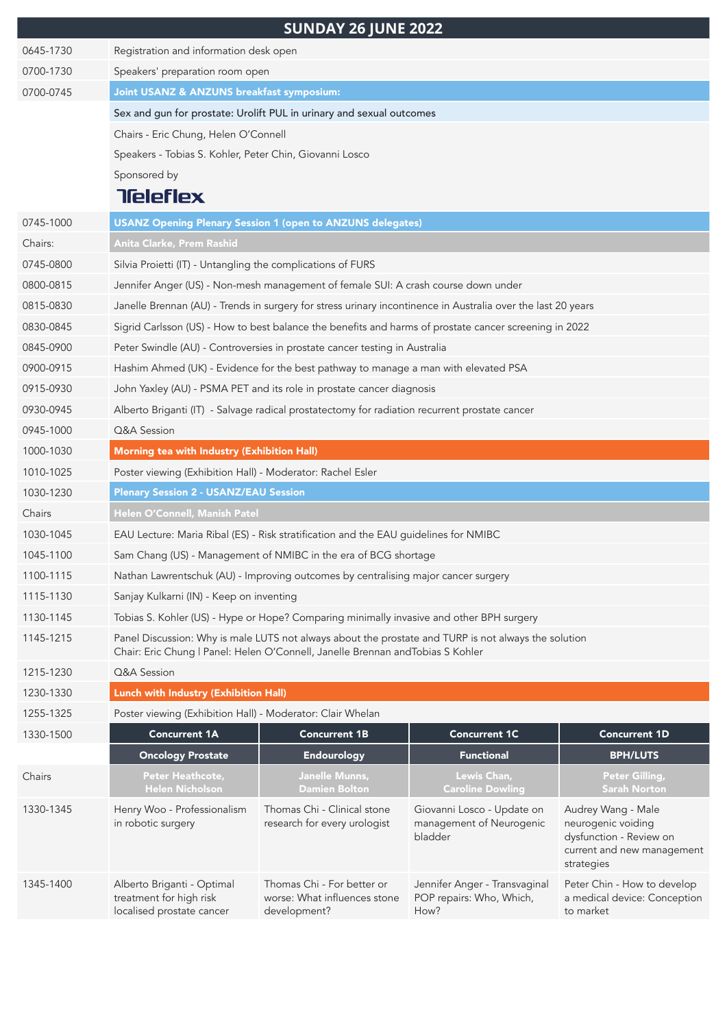## SUNDAY 26 JUNE 2022

| Time | Session |
| --- | --- |
| 0645-1730 | Registration and information desk open |
| 0700-1730 | Speakers' preparation room open |
| 0700-0745 | **Joint USANZ & ANZUNS breakfast symposium:** |
| | Sex and gun for prostate: Urolift PUL in urinary and sexual outcomes |
| | Chairs - Eric Chung, Helen O'Connell |
| | Speakers - Tobias S. Kohler, Peter Chin, Giovanni Losco |
| | Sponsored by Teleflex |
| 0745-1000 | **USANZ Opening Plenary Session 1 (open to ANZUNS delegates)** |
| Chairs: | **Anita Clarke, Prem Rashid** |
| 0745-0800 | Silvia Proietti (IT) - Untangling the complications of FURS |
| 0800-0815 | Jennifer Anger (US) - Non-mesh management of female SUI: A crash course down under |
| 0815-0830 | Janelle Brennan (AU) - Trends in surgery for stress urinary incontinence in Australia over the last 20 years |
| 0830-0845 | Sigrid Carlsson (US) - How to best balance the benefits and harms of prostate cancer screening in 2022 |
| 0845-0900 | Peter Swindle (AU) - Controversies in prostate cancer testing in Australia |
| 0900-0915 | Hashim Ahmed (UK) - Evidence for the best pathway to manage a man with elevated PSA |
| 0915-0930 | John Yaxley (AU) - PSMA PET and its role in prostate cancer diagnosis |
| 0930-0945 | Alberto Briganti (IT) - Salvage radical prostatectomy for radiation recurrent prostate cancer |
| 0945-1000 | Q&A Session |
| 1000-1030 | **Morning tea with Industry (Exhibition Hall)** |
| 1010-1025 | Poster viewing (Exhibition Hall) - Moderator: Rachel Esler |
| 1030-1230 | **Plenary Session 2 - USANZ/EAU Session** |
| Chairs | **Helen O'Connell, Manish Patel** |
| 1030-1045 | EAU Lecture: Maria Ribal (ES) - Risk stratification and the EAU guidelines for NMIBC |
| 1045-1100 | Sam Chang (US) - Management of NMIBC in the era of BCG shortage |
| 1100-1115 | Nathan Lawrentschuk (AU) - Improving outcomes by centralising major cancer surgery |
| 1115-1130 | Sanjay Kulkarni (IN) - Keep on inventing |
| 1130-1145 | Tobias S. Kohler (US) - Hype or Hope? Comparing minimally invasive and other BPH surgery |
| 1145-1215 | Panel Discussion: Why is male LUTS not always about the prostate and TURP is not always the solution<br>Chair: Eric Chung I Panel: Helen O'Connell, Janelle Brennan andTobias S Kohler |
| 1215-1230 | Q&A Session |
| 1230-1330 | **Lunch with Industry (Exhibition Hall)** |
| 1255-1325 | Poster viewing (Exhibition Hall) - Moderator: Clair Whelan |

| 1330-1500 | Concurrent 1A | Concurrent 1B | Concurrent 1C | Concurrent 1D |
| --- | --- | --- | --- | --- |
| | **Oncology Prostate** | **Endourology** | **Functional** | **BPH/LUTS** |
| Chairs | **Peter Heathcote, Helen Nicholson** | **Janelle Munns, Damien Bolton** | **Lewis Chan, Caroline Dowling** | **Peter Gilling, Sarah Norton** |
| 1330-1345 | Henry Woo - Professionalism in robotic surgery | Thomas Chi - Clinical stone research for every urologist | Giovanni Losco - Update on management of Neurogenic bladder | Audrey Wang - Male neurogenic voiding dysfunction - Review on current and new management strategies |
| 1345-1400 | Alberto Briganti - Optimal treatment for high risk localised prostate cancer | Thomas Chi - For better or worse: What influences stone development? | Jennifer Anger - Transvaginal POP repairs: Who, Which, How? | Peter Chin - How to develop a medical device: Conception to market |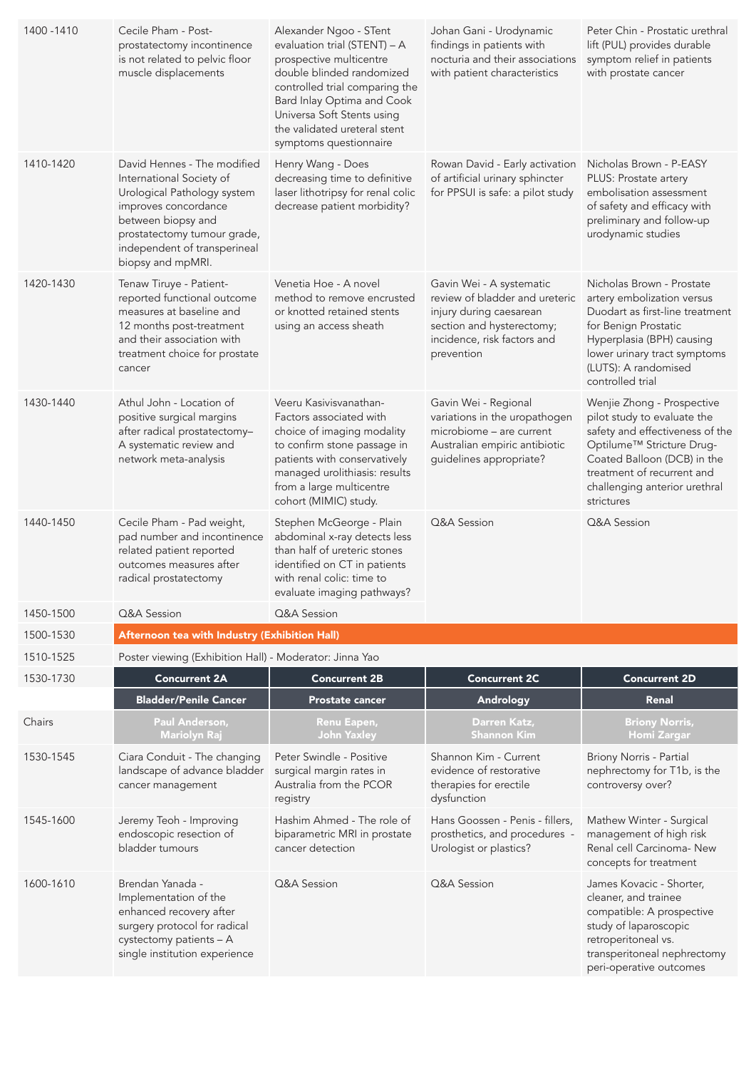| | | | | |
|---|---|---|---|---|
| 1400 -1410 | Cecile Pham - Post-prostatectomy incontinence is not related to pelvic floor muscle displacements | Alexander Ngoo - STent evaluation trial (STENT) – A prospective multicentre double blinded randomized controlled trial comparing the Bard Inlay Optima and Cook Universa Soft Stents using the validated ureteral stent symptoms questionnaire | Johan Gani - Urodynamic findings in patients with nocturia and their associations with patient characteristics | Peter Chin - Prostatic urethral lift (PUL) provides durable symptom relief in patients with prostate cancer |
| 1410-1420 | David Hennes - The modified International Society of Urological Pathology system improves concordance between biopsy and prostatectomy tumour grade, independent of transperineal biopsy and mpMRI. | Henry Wang - Does decreasing time to definitive laser lithotripsy for renal colic decrease patient morbidity? | Rowan David - Early activation of artificial urinary sphincter for PPSUI is safe: a pilot study | Nicholas Brown - P-EASY PLUS: Prostate artery embolisation assessment of safety and efficacy with preliminary and follow-up urodynamic studies |
| 1420-1430 | Tenaw Tiruye - Patient-reported functional outcome measures at baseline and 12 months post-treatment and their association with treatment choice for prostate cancer | Venetia Hoe - A novel method to remove encrusted or knotted retained stents using an access sheath | Gavin Wei - A systematic review of bladder and ureteric injury during caesarean section and hysterectomy; incidence, risk factors and prevention | Nicholas Brown - Prostate artery embolization versus Duodart as first-line treatment for Benign Prostatic Hyperplasia (BPH) causing lower urinary tract symptoms (LUTS): A randomised controlled trial |
| 1430-1440 | Athul John - Location of positive surgical margins after radical prostatectomy– A systematic review and network meta-analysis | Veeru Kasivisvanathan- Factors associated with choice of imaging modality to confirm stone passage in patients with conservatively managed urolithiasis: results from a large multicentre cohort (MIMIC) study. | Gavin Wei - Regional variations in the uropathogen microbiome – are current Australian empiric antibiotic guidelines appropriate? | Wenjie Zhong - Prospective pilot study to evaluate the safety and effectiveness of the Optilume™ Stricture Drug-Coated Balloon (DCB) in the treatment of recurrent and challenging anterior urethral strictures |
| 1440-1450 | Cecile Pham - Pad weight, pad number and incontinence related patient reported outcomes measures after radical prostatectomy | Stephen McGeorge - Plain abdominal x-ray detects less than half of ureteric stones identified on CT in patients with renal colic: time to evaluate imaging pathways? | Q&A Session | Q&A Session |
| 1450-1500 | Q&A Session | Q&A Session | | |
| 1500-1530 | **Afternoon tea with Industry (Exhibition Hall)** | | | |
| 1510-1525 | Poster viewing (Exhibition Hall) - Moderator: Jinna Yao | | | |
| 1530-1730 | **Concurrent 2A** | **Concurrent 2B** | **Concurrent 2C** | **Concurrent 2D** |
| | **Bladder/Penile Cancer** | **Prostate cancer** | **Andrology** | **Renal** |
| Chairs | **Paul Anderson, Mariolyn Raj** | **Renu Eapen, John Yaxley** | **Darren Katz, Shannon Kim** | **Briony Norris, Homi Zargar** |
| 1530-1545 | Ciara Conduit - The changing landscape of advance bladder cancer management | Peter Swindle - Positive surgical margin rates in Australia from the PCOR registry | Shannon Kim - Current evidence of restorative therapies for erectile dysfunction | Briony Norris - Partial nephrectomy for T1b, is the controversy over? |
| 1545-1600 | Jeremy Teoh - Improving endoscopic resection of bladder tumours | Hashim Ahmed - The role of biparametric MRI in prostate cancer detection | Hans Goossen - Penis - fillers, prosthetics, and procedures - Urologist or plastics? | Mathew Winter - Surgical management of high risk Renal cell Carcinoma- New concepts for treatment |
| 1600-1610 | Brendan Yanada - Implementation of the enhanced recovery after surgery protocol for radical cystectomy patients – A single institution experience | Q&A Session | Q&A Session | James Kovacic - Shorter, cleaner, and trainee compatible: A prospective study of laparoscopic retroperitoneal vs. transperitoneal nephrectomy peri-operative outcomes |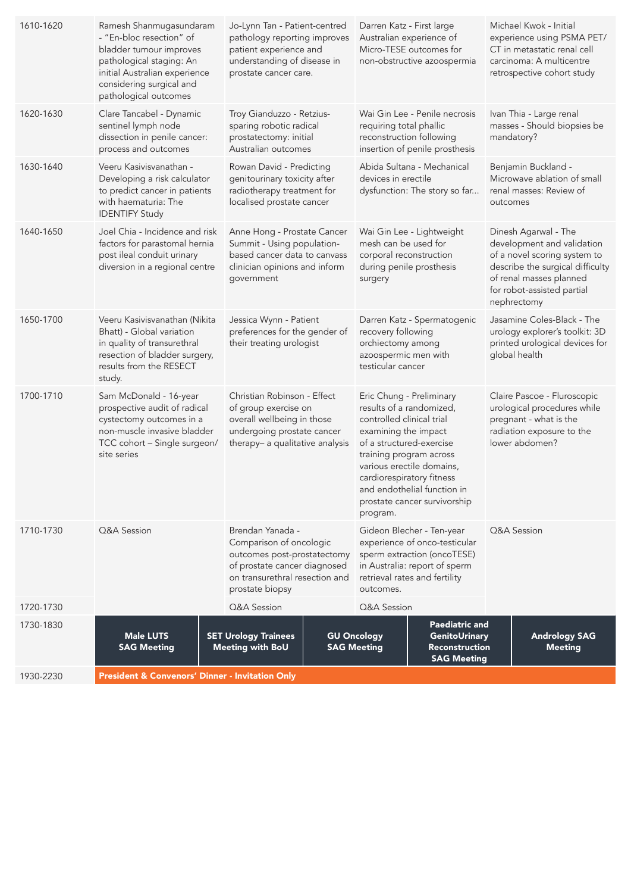| | | | | |
|---|---|---|---|---|
| 1610-1620 | Ramesh Shanmugasundaram - "En-bloc resection" of bladder tumour improves pathological staging: An initial Australian experience considering surgical and pathological outcomes | Jo-Lynn Tan - Patient-centred pathology reporting improves patient experience and understanding of disease in prostate cancer care. | Darren Katz - First large Australian experience of Micro-TESE outcomes for non-obstructive azoospermia | Michael Kwok - Initial experience using PSMA PET/CT in metastatic renal cell carcinoma: A multicentre retrospective cohort study |
| 1620-1630 | Clare Tancabel - Dynamic sentinel lymph node dissection in penile cancer: process and outcomes | Troy Gianduzzo - Retzius-sparing robotic radical prostatectomy: initial Australian outcomes | Wai Gin Lee - Penile necrosis requiring total phallic reconstruction following insertion of penile prosthesis | Ivan Thia - Large renal masses - Should biopsies be mandatory? |
| 1630-1640 | Veeru Kasivisvanathan - Developing a risk calculator to predict cancer in patients with haematuria: The IDENTIFY Study | Rowan David - Predicting genitourinary toxicity after radiotherapy treatment for localised prostate cancer | Abida Sultana - Mechanical devices in erectile dysfunction: The story so far... | Benjamin Buckland - Microwave ablation of small renal masses: Review of outcomes |
| 1640-1650 | Joel Chia - Incidence and risk factors for parastomal hernia post ileal conduit urinary diversion in a regional centre | Anne Hong - Prostate Cancer Summit - Using population-based cancer data to canvass clinician opinions and inform government | Wai Gin Lee - Lightweight mesh can be used for corporal reconstruction during penile prosthesis surgery | Dinesh Agarwal - The development and validation of a novel scoring system to describe the surgical difficulty of renal masses planned for robot-assisted partial nephrectomy |
| 1650-1700 | Veeru Kasivisvanathan (Nikita Bhatt) - Global variation in quality of transurethral resection of bladder surgery, results from the RESECT study. | Jessica Wynn - Patient preferences for the gender of their treating urologist | Darren Katz - Spermatogenic recovery following orchiectomy among azoospermic men with testicular cancer | Jasamine Coles-Black - The urology explorer's toolkit: 3D printed urological devices for global health |
| 1700-1710 | Sam McDonald - 16-year prospective audit of radical cystectomy outcomes in a non-muscle invasive bladder TCC cohort – Single surgeon/site series | Christian Robinson - Effect of group exercise on overall wellbeing in those undergoing prostate cancer therapy– a qualitative analysis | Eric Chung - Preliminary results of a randomized, controlled clinical trial examining the impact of a structured-exercise training program across various erectile domains, cardiorespiratory fitness and endothelial function in prostate cancer survivorship program. | Claire Pascoe - Fluroscopic urological procedures while pregnant - what is the radiation exposure to the lower abdomen? |
| 1710-1730 | Q&A Session | Brendan Yanada - Comparison of oncologic outcomes post-prostatectomy of prostate cancer diagnosed on transurethral resection and prostate biopsy | Gideon Blecher - Ten-year experience of onco-testicular sperm extraction (oncoTESE) in Australia: report of sperm retrieval rates and fertility outcomes. | Q&A Session |
| 1720-1730 | | Q&A Session | Q&A Session | |

| | | | | | |
|---|---|---|---|---|---|
| 1730-1830 | **Male LUTS SAG Meeting** | **SET Urology Trainees Meeting with BoU** | **GU Oncology SAG Meeting** | **Paediatric and GenitoUrinary Reconstruction SAG Meeting** | **Andrology SAG Meeting** |
| 1930-2230 | **President & Convenors' Dinner - Invitation Only** | | | | |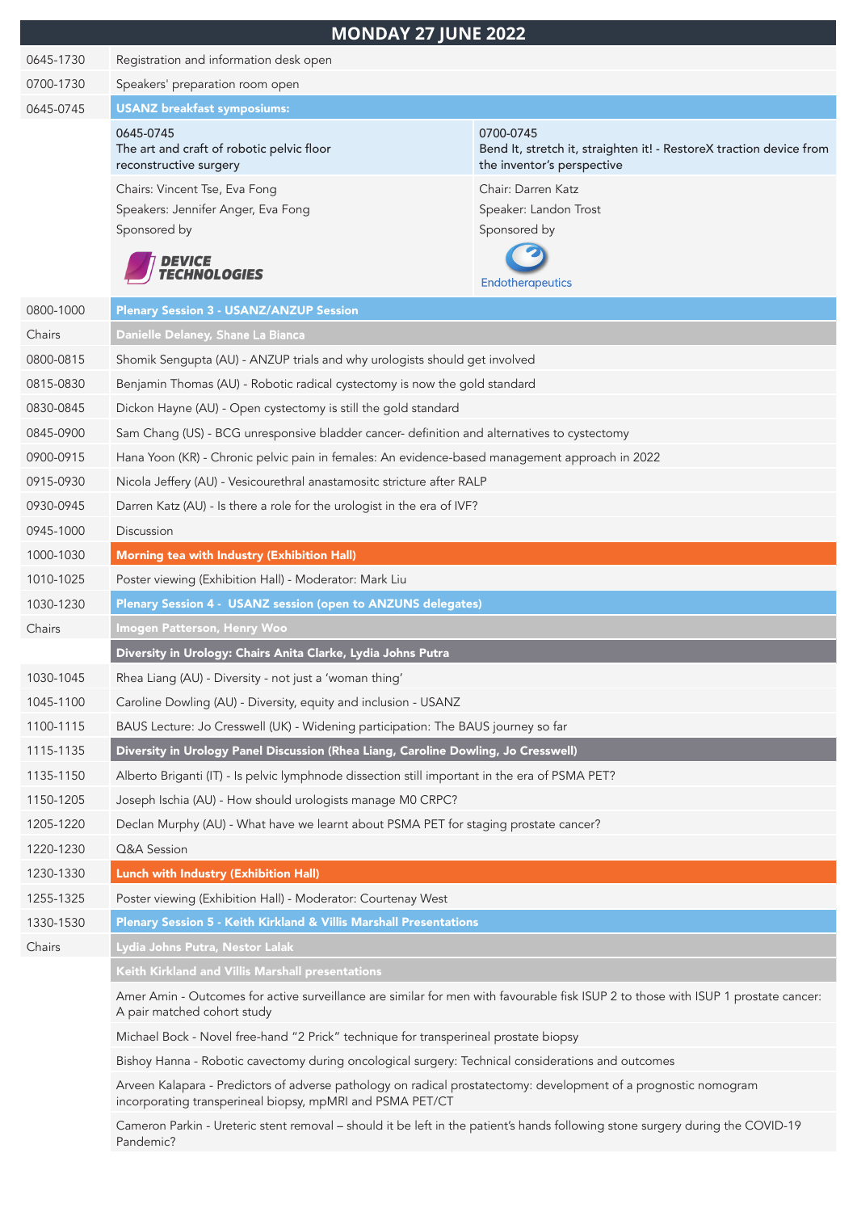# MONDAY 27 JUNE 2022

| | |
|---|---|
| 0645-1730 | Registration and information desk open |
| 0700-1730 | Speakers' preparation room open |
| 0645-0745 | **USANZ breakfast symposiums:** |

**0645-0745**
**The art and craft of robotic pelvic floor reconstructive surgery**
Chairs: Vincent Tse, Eva Fong
Speakers: Jennifer Anger, Eva Fong
Sponsored by
DEVICE TECHNOLOGIES

**0700-0745**
**Bend It, stretch it, straighten it! - RestoreX traction device from the inventor's perspective**
Chair: Darren Katz
Speaker: Landon Trost
Sponsored by
Endotherapeutics

| | |
|---|---|
| 0800-1000 | **Plenary Session 3 - USANZ/ANZUP Session** |
| Chairs | **Danielle Delaney, Shane La Bianca** |
| 0800-0815 | Shomik Sengupta (AU) - ANZUP trials and why urologists should get involved |
| 0815-0830 | Benjamin Thomas (AU) - Robotic radical cystectomy is now the gold standard |
| 0830-0845 | Dickon Hayne (AU) - Open cystectomy is still the gold standard |
| 0845-0900 | Sam Chang (US) - BCG unresponsive bladder cancer- definition and alternatives to cystectomy |
| 0900-0915 | Hana Yoon (KR) - Chronic pelvic pain in females: An evidence-based management approach in 2022 |
| 0915-0930 | Nicola Jeffery (AU) - Vesicourethral anastamositc stricture after RALP |
| 0930-0945 | Darren Katz (AU) - Is there a role for the urologist in the era of IVF? |
| 0945-1000 | Discussion |
| 1000-1030 | **Morning tea with Industry (Exhibition Hall)** |
| 1010-1025 | Poster viewing (Exhibition Hall) - Moderator: Mark Liu |
| 1030-1230 | **Plenary Session 4 - USANZ session (open to ANZUNS delegates)** |
| Chairs | **Imogen Patterson, Henry Woo** |
| | **Diversity in Urology: Chairs Anita Clarke, Lydia Johns Putra** |
| 1030-1045 | Rhea Liang (AU) - Diversity - not just a 'woman thing' |
| 1045-1100 | Caroline Dowling (AU) - Diversity, equity and inclusion - USANZ |
| 1100-1115 | BAUS Lecture: Jo Cresswell (UK) - Widening participation: The BAUS journey so far |
| 1115-1135 | **Diversity in Urology Panel Discussion (Rhea Liang, Caroline Dowling, Jo Cresswell)** |
| 1135-1150 | Alberto Briganti (IT) - Is pelvic lymphnode dissection still important in the era of PSMA PET? |
| 1150-1205 | Joseph Ischia (AU) - How should urologists manage M0 CRPC? |
| 1205-1220 | Declan Murphy (AU) - What have we learnt about PSMA PET for staging prostate cancer? |
| 1220-1230 | Q&A Session |
| 1230-1330 | **Lunch with Industry (Exhibition Hall)** |
| 1255-1325 | Poster viewing (Exhibition Hall) - Moderator: Courtenay West |
| 1330-1530 | **Plenary Session 5 - Keith Kirkland & Villis Marshall Presentations** |
| Chairs | **Lydia Johns Putra, Nestor Lalak** |
| | **Keith Kirkland and Villis Marshall presentations** |
| | Amer Amin - Outcomes for active surveillance are similar for men with favourable fisk ISUP 2 to those with ISUP 1 prostate cancer: A pair matched cohort study |
| | Michael Bock - Novel free-hand "2 Prick" technique for transperineal prostate biopsy |
| | Bishoy Hanna - Robotic cavectomy during oncological surgery: Technical considerations and outcomes |
| | Arveen Kalapara - Predictors of adverse pathology on radical prostatectomy: development of a prognostic nomogram incorporating transperineal biopsy, mpMRI and PSMA PET/CT |
| | Cameron Parkin - Ureteric stent removal – should it be left in the patient's hands following stone surgery during the COVID-19 Pandemic? |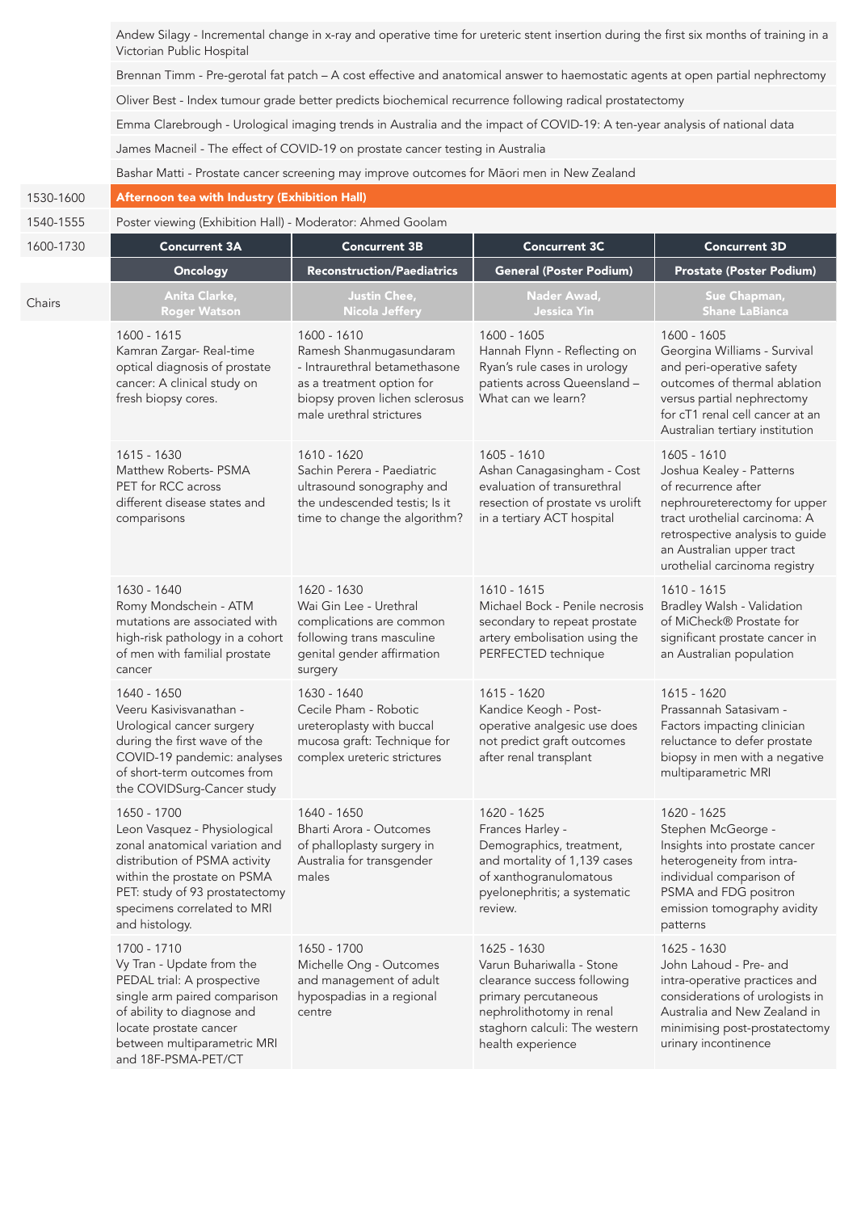| | | | | |
|---|---|---|---|---|
| | Andew Silagy - Incremental change in x-ray and operative time for ureteric stent insertion during the first six months of training in a Victorian Public Hospital | | | |
| | Brennan Timm - Pre-gerotal fat patch – A cost effective and anatomical answer to haemostatic agents at open partial nephrectomy | | | |
| | Oliver Best - Index tumour grade better predicts biochemical recurrence following radical prostatectomy | | | |
| | Emma Clarebrough - Urological imaging trends in Australia and the impact of COVID-19: A ten-year analysis of national data | | | |
| | James Macneil - The effect of COVID-19 on prostate cancer testing in Australia | | | |
| | Bashar Matti - Prostate cancer screening may improve outcomes for Māori men in New Zealand | | | |
| 1530-1600 | **Afternoon tea with Industry (Exhibition Hall)** | | | |
| 1540-1555 | Poster viewing (Exhibition Hall) - Moderator: Ahmed Goolam | | | |
| 1600-1730 | **Concurrent 3A** | **Concurrent 3B** | **Concurrent 3C** | **Concurrent 3D** |
| | **Oncology** | **Reconstruction/Paediatrics** | **General (Poster Podium)** | **Prostate (Poster Podium)** |
| Chairs | Anita Clarke, Roger Watson | Justin Chee, Nicola Jeffery | Nader Awad, Jessica Yin | Sue Chapman, Shane LaBianca |
| | 1600 - 1615<br>Kamran Zargar- Real-time optical diagnosis of prostate cancer: A clinical study on fresh biopsy cores. | 1600 - 1610<br>Ramesh Shanmugasundaram - Intraurethral betamethasone as a treatment option for biopsy proven lichen sclerosus male urethral strictures | 1600 - 1605<br>Hannah Flynn - Reflecting on Ryan's rule cases in urology patients across Queensland – What can we learn? | 1600 - 1605<br>Georgina Williams - Survival and peri-operative safety outcomes of thermal ablation versus partial nephrectomy for cT1 renal cell cancer at an Australian tertiary institution |
| | 1615 - 1630<br>Matthew Roberts- PSMA PET for RCC across different disease states and comparisons | 1610 - 1620<br>Sachin Perera - Paediatric ultrasound sonography and the undescended testis; Is it time to change the algorithm? | 1605 - 1610<br>Ashan Canagasingham - Cost evaluation of transurethral resection of prostate vs urolift in a tertiary ACT hospital | 1605 - 1610<br>Joshua Kealey - Patterns of recurrence after nephroureterectomy for upper tract urothelial carcinoma: A retrospective analysis to guide an Australian upper tract urothelial carcinoma registry |
| | 1630 - 1640<br>Romy Mondschein - ATM mutations are associated with high-risk pathology in a cohort of men with familial prostate cancer | 1620 - 1630<br>Wai Gin Lee - Urethral complications are common following trans masculine genital gender affirmation surgery | 1610 - 1615<br>Michael Bock - Penile necrosis secondary to repeat prostate artery embolisation using the PERFECTED technique | 1610 - 1615<br>Bradley Walsh - Validation of MiCheck® Prostate for significant prostate cancer in an Australian population |
| | 1640 - 1650<br>Veeru Kasivisvanathan - Urological cancer surgery during the first wave of the COVID-19 pandemic: analyses of short-term outcomes from the COVIDSurg-Cancer study | 1630 - 1640<br>Cecile Pham - Robotic ureteroplasty with buccal mucosa graft: Technique for complex ureteric strictures | 1615 - 1620<br>Kandice Keogh - Post-operative analgesic use does not predict graft outcomes after renal transplant | 1615 - 1620<br>Prassannah Satasivam - Factors impacting clinician reluctance to defer prostate biopsy in men with a negative multiparametric MRI |
| | 1650 - 1700<br>Leon Vasquez - Physiological zonal anatomical variation and distribution of PSMA activity within the prostate on PSMA PET: study of 93 prostatectomy specimens correlated to MRI and histology. | 1640 - 1650<br>Bharti Arora - Outcomes of phalloplasty surgery in Australia for transgender males | 1620 - 1625<br>Frances Harley - Demographics, treatment, and mortality of 1,139 cases of xanthogranulomatous pyelonephritis; a systematic review. | 1620 - 1625<br>Stephen McGeorge - Insights into prostate cancer heterogeneity from intra-individual comparison of PSMA and FDG positron emission tomography avidity patterns |
| | 1700 - 1710<br>Vy Tran - Update from the PEDAL trial: A prospective single arm paired comparison of ability to diagnose and locate prostate cancer between multiparametric MRI and 18F-PSMA-PET/CT | 1650 - 1700<br>Michelle Ong - Outcomes and management of adult hypospadias in a regional centre | 1625 - 1630<br>Varun Buhariwalla - Stone clearance success following primary percutaneous nephrolithotomy in renal staghorn calculi: The western health experience | 1625 - 1630<br>John Lahoud - Pre- and intra-operative practices and considerations of urologists in Australia and New Zealand in minimising post-prostatectomy urinary incontinence |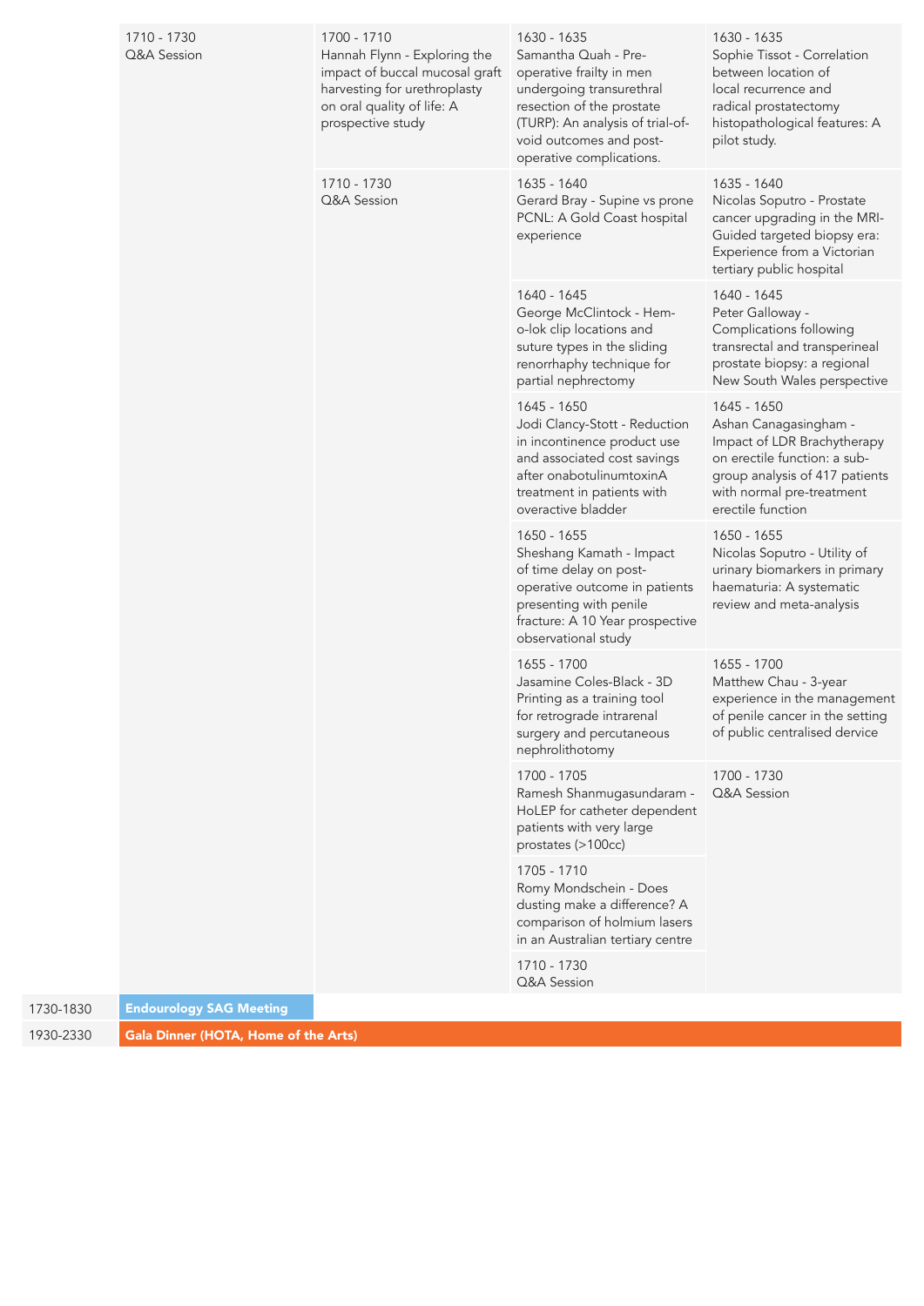| | | | | |
|---|---|---|---|---|
| | 1710 - 1730<br>Q&A Session | 1700 - 1710<br>Hannah Flynn - Exploring the impact of buccal mucosal graft harvesting for urethroplasty on oral quality of life: A prospective study | 1630 - 1635<br>Samantha Quah - Pre-operative frailty in men undergoing transurethral resection of the prostate (TURP): An analysis of trial-of-void outcomes and post-operative complications. | 1630 - 1635<br>Sophie Tissot - Correlation between location of local recurrence and radical prostatectomy histopathological features: A pilot study. |
| | | 1710 - 1730<br>Q&A Session | 1635 - 1640<br>Gerard Bray - Supine vs prone PCNL: A Gold Coast hospital experience | 1635 - 1640<br>Nicolas Soputro - Prostate cancer upgrading in the MRI-Guided targeted biopsy era: Experience from a Victorian tertiary public hospital |
| | | | 1640 - 1645<br>George McClintock - Hem-o-lok clip locations and suture types in the sliding renorrhaphy technique for partial nephrectomy | 1640 - 1645<br>Peter Galloway - Complications following transrectal and transperineal prostate biopsy: a regional New South Wales perspective |
| | | | 1645 - 1650<br>Jodi Clancy-Stott - Reduction in incontinence product use and associated cost savings after onabotulinumtoxinA treatment in patients with overactive bladder | 1645 - 1650<br>Ashan Canagasingham - Impact of LDR Brachytherapy on erectile function: a sub-group analysis of 417 patients with normal pre-treatment erectile function |
| | | | 1650 - 1655<br>Sheshang Kamath - Impact of time delay on post-operative outcome in patients presenting with penile fracture: A 10 Year prospective observational study | 1650 - 1655<br>Nicolas Soputro - Utility of urinary biomarkers in primary haematuria: A systematic review and meta-analysis |
| | | | 1655 - 1700<br>Jasamine Coles-Black - 3D Printing as a training tool for retrograde intrarenal surgery and percutaneous nephrolithotomy | 1655 - 1700<br>Matthew Chau - 3-year experience in the management of penile cancer in the setting of public centralised dervice |
| | | | 1700 - 1705<br>Ramesh Shanmugasundaram - HoLEP for catheter dependent patients with very large prostates (>100cc) | 1700 - 1730<br>Q&A Session |
| | | | 1705 - 1710<br>Romy Mondschein - Does dusting make a difference? A comparison of holmium lasers in an Australian tertiary centre | |
| | | | 1710 - 1730<br>Q&A Session | |
| 1730-1830 | **Endourology SAG Meeting** | | | |
| 1930-2330 | **Gala Dinner (HOTA, Home of the Arts)** | | | |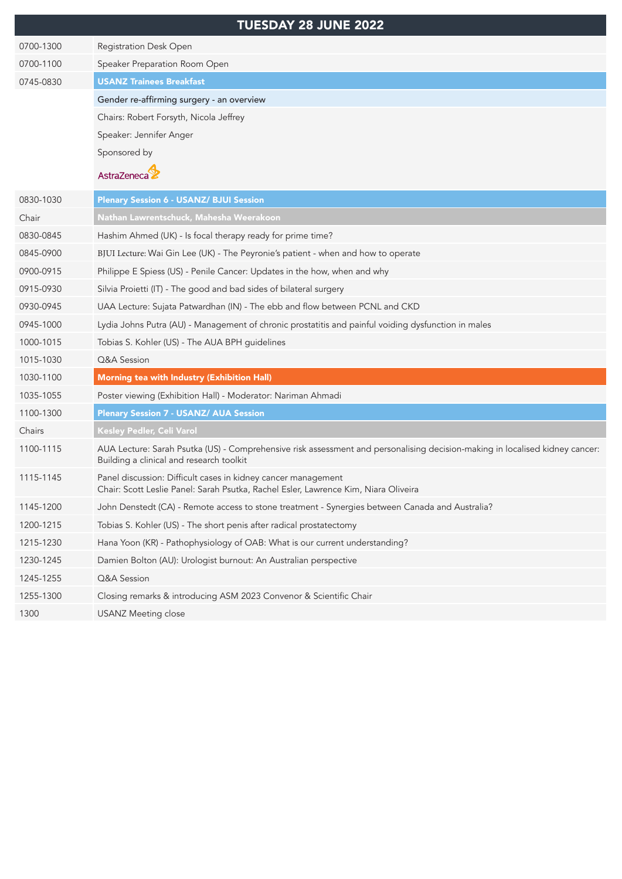## TUESDAY 28 JUNE 2022

| | |
|---|---|
| 0700-1300 | Registration Desk Open |
| 0700-1100 | Speaker Preparation Room Open |
| 0745-0830 | **USANZ Trainees Breakfast** |
| | Gender re-affirming surgery - an overview |
| | Chairs: Robert Forsyth, Nicola Jeffrey |
| | Speaker: Jennifer Anger |
| | Sponsored by |
| | AstraZeneca |
| 0830-1030 | **Plenary Session 6 - USANZ/ BJUI Session** |
| Chair | **Nathan Lawrentschuck, Mahesha Weerakoon** |
| 0830-0845 | Hashim Ahmed (UK) - Is focal therapy ready for prime time? |
| 0845-0900 | BJUI Lecture: Wai Gin Lee (UK) - The Peyronie's patient - when and how to operate |
| 0900-0915 | Philippe E Spiess (US) - Penile Cancer: Updates in the how, when and why |
| 0915-0930 | Silvia Proietti (IT) - The good and bad sides of bilateral surgery |
| 0930-0945 | UAA Lecture: Sujata Patwardhan (IN) - The ebb and flow between PCNL and CKD |
| 0945-1000 | Lydia Johns Putra (AU) - Management of chronic prostatitis and painful voiding dysfunction in males |
| 1000-1015 | Tobias S. Kohler (US) - The AUA BPH guidelines |
| 1015-1030 | Q&A Session |
| 1030-1100 | **Morning tea with Industry (Exhibition Hall)** |
| 1035-1055 | Poster viewing (Exhibition Hall) - Moderator: Nariman Ahmadi |
| 1100-1300 | **Plenary Session 7 - USANZ/ AUA Session** |
| Chairs | **Kesley Pedler, Celi Varol** |
| 1100-1115 | AUA Lecture: Sarah Psutka (US) - Comprehensive risk assessment and personalising decision-making in localised kidney cancer: Building a clinical and research toolkit |
| 1115-1145 | Panel discussion: Difficult cases in kidney cancer management<br>Chair: Scott Leslie Panel: Sarah Psutka, Rachel Esler, Lawrence Kim, Niara Oliveira |
| 1145-1200 | John Denstedt (CA) - Remote access to stone treatment - Synergies between Canada and Australia? |
| 1200-1215 | Tobias S. Kohler (US) - The short penis after radical prostatectomy |
| 1215-1230 | Hana Yoon (KR) - Pathophysiology of OAB: What is our current understanding? |
| 1230-1245 | Damien Bolton (AU): Urologist burnout: An Australian perspective |
| 1245-1255 | Q&A Session |
| 1255-1300 | Closing remarks & introducing ASM 2023 Convenor & Scientific Chair |
| 1300 | USANZ Meeting close |